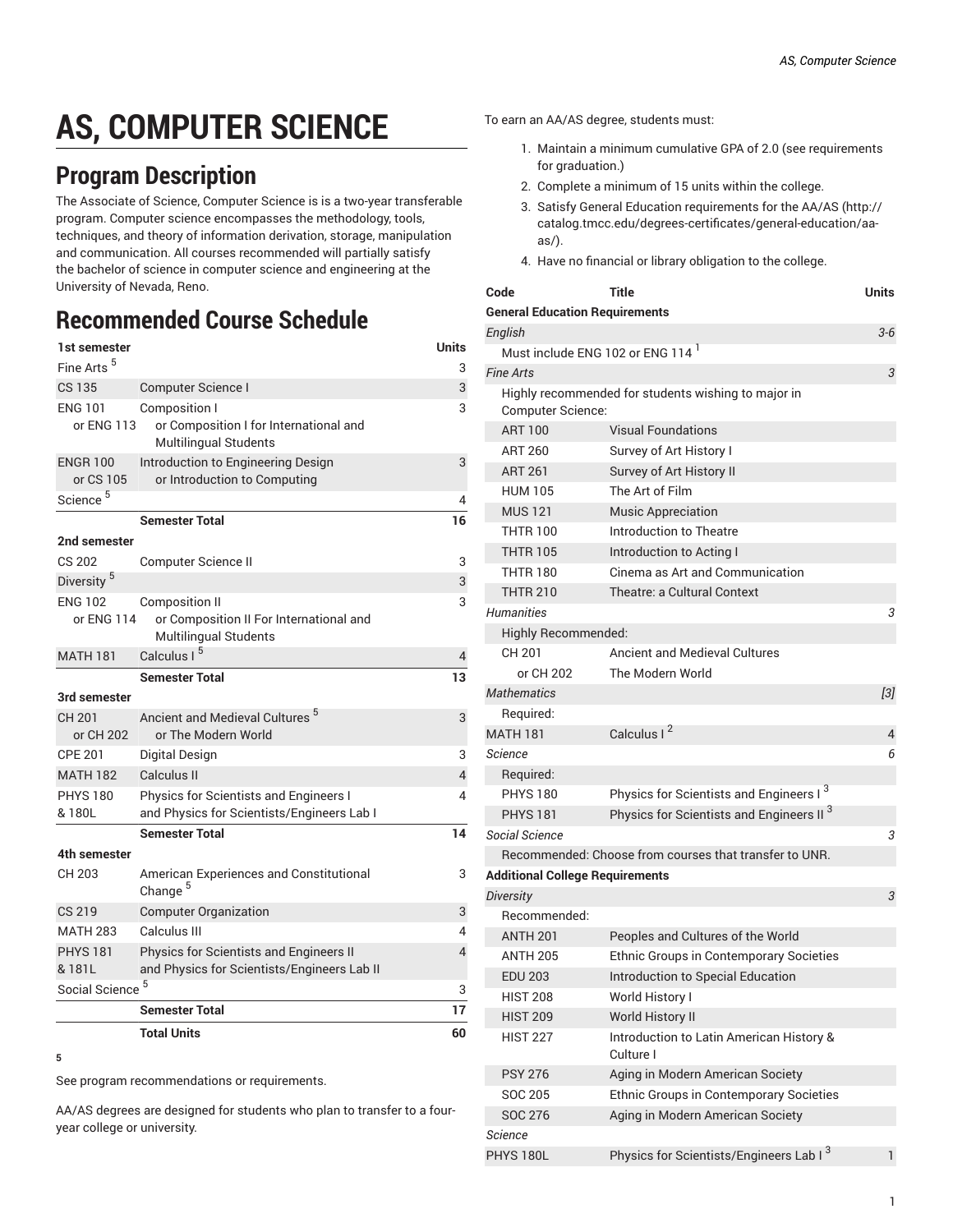# AS, COMPUTER SCIENCE

## Program Description

The Associate of Science, Computer Science is is a two-year transferable program. Computer science encompasses the methodology, tools, techniques, and theory of information derivation, storage, manipulation and communication. All courses recommended will partially satisfy the bachelor of science in computer science and engineering at the University of Nevada, Reno.

## Recommended Course Schedule

| 1st semester | | Units |
|---|---|---|
| Fine Arts [5] | | 3 |
| CS 135 | Computer Science I | 3 |
| ENG 101 or ENG 113 | Composition I or Composition I for International and Multilingual Students | 3 |
| ENGR 100 or CS 105 | Introduction to Engineering Design or Introduction to Computing | 3 |
| Science [5] | | 4 |
| | **Semester Total** | **16** |
| **2nd semester** | | |
| CS 202 | Computer Science II | 3 |
| Diversity [5] | | 3 |
| ENG 102 or ENG 114 | Composition II or Composition II For International and Multilingual Students | 3 |
| MATH 181 | Calculus I [5] | 4 |
| | **Semester Total** | **13** |
| **3rd semester** | | |
| CH 201 or CH 202 | Ancient and Medieval Cultures [5] or The Modern World | 3 |
| CPE 201 | Digital Design | 3 |
| MATH 182 | Calculus II | 4 |
| PHYS 180 & 180L | Physics for Scientists and Engineers I and Physics for Scientists/Engineers Lab I | 4 |
| | **Semester Total** | **14** |
| **4th semester** | | |
| CH 203 | American Experiences and Constitutional Change [5] | 3 |
| CS 219 | Computer Organization | 3 |
| MATH 283 | Calculus III | 4 |
| PHYS 181 & 181L | Physics for Scientists and Engineers II and Physics for Scientists/Engineers Lab II | 4 |
| Social Science [5] | | 3 |
| | **Semester Total** | **17** |
| | **Total Units** | **60** |

**5**

See program recommendations or requirements.

AA/AS degrees are designed for students who plan to transfer to a four-year college or university.

To earn an AA/AS degree, students must:

1. Maintain a minimum cumulative GPA of 2.0 (see requirements for graduation.)
2. Complete a minimum of 15 units within the college.
3. Satisfy General Education requirements for the AA/AS (http://catalog.tmcc.edu/degrees-certificates/general-education/aa-as/).
4. Have no financial or library obligation to the college.

| Code | Title | Units |
|---|---|---|
| **General Education Requirements** | | |
| *English* | | *3-6* |
| Must include ENG 102 or ENG 114 [1] | | |
| *Fine Arts* | | *3* |
| Highly recommended for students wishing to major in Computer Science: | | |
| ART 100 | Visual Foundations | |
| ART 260 | Survey of Art History I | |
| ART 261 | Survey of Art History II | |
| HUM 105 | The Art of Film | |
| MUS 121 | Music Appreciation | |
| THTR 100 | Introduction to Theatre | |
| THTR 105 | Introduction to Acting I | |
| THTR 180 | Cinema as Art and Communication | |
| THTR 210 | Theatre: a Cultural Context | |
| *Humanities* | | *3* |
| Highly Recommended: | | |
| CH 201 | Ancient and Medieval Cultures | |
| or CH 202 | The Modern World | |
| *Mathematics* | | *[3]* |
| Required: | | |
| MATH 181 | Calculus I [2] | 4 |
| *Science* | | *6* |
| Required: | | |
| PHYS 180 | Physics for Scientists and Engineers I [3] | |
| PHYS 181 | Physics for Scientists and Engineers II [3] | |
| *Social Science* | | *3* |
| Recommended: Choose from courses that transfer to UNR. | | |
| **Additional College Requirements** | | |
| *Diversity* | | *3* |
| Recommended: | | |
| ANTH 201 | Peoples and Cultures of the World | |
| ANTH 205 | Ethnic Groups in Contemporary Societies | |
| EDU 203 | Introduction to Special Education | |
| HIST 208 | World History I | |
| HIST 209 | World History II | |
| HIST 227 | Introduction to Latin American History & Culture I | |
| PSY 276 | Aging in Modern American Society | |
| SOC 205 | Ethnic Groups in Contemporary Societies | |
| SOC 276 | Aging in Modern American Society | |
| *Science* | | |
| PHYS 180L | Physics for Scientists/Engineers Lab I [3] | 1 |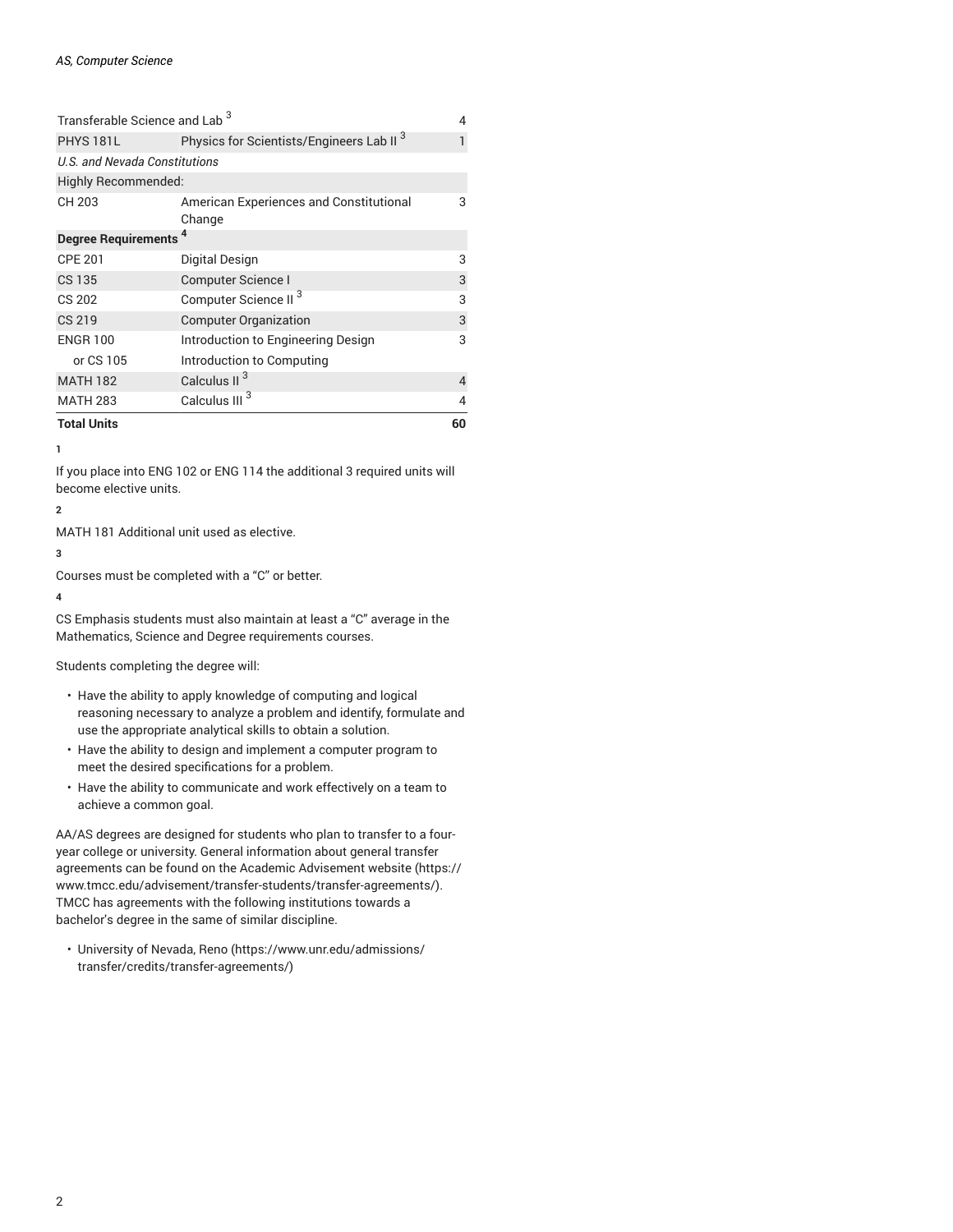| | | |
|---|---|---|
| Transferable Science and Lab [3] | | 4 |
| PHYS 181L | Physics for Scientists/Engineers Lab II [3] | 1 |
| *U.S. and Nevada Constitutions* | | |
| Highly Recommended: | | |
| CH 203 | American Experiences and Constitutional Change | 3 |
| **Degree Requirements [4]** | | |
| CPE 201 | Digital Design | 3 |
| CS 135 | Computer Science I | 3 |
| CS 202 | Computer Science II [3] | 3 |
| CS 219 | Computer Organization | 3 |
| ENGR 100 | Introduction to Engineering Design | 3 |
| or CS 105 | Introduction to Computing | |
| MATH 182 | Calculus II [3] | 4 |
| MATH 283 | Calculus III [3] | 4 |
| **Total Units** | | **60** |

**1**

If you place into ENG 102 or ENG 114 the additional 3 required units will become elective units.

**2**

MATH 181 Additional unit used as elective.

**3**

Courses must be completed with a "C" or better.

**4**

CS Emphasis students must also maintain at least a "C" average in the Mathematics, Science and Degree requirements courses.

Students completing the degree will:

- Have the ability to apply knowledge of computing and logical reasoning necessary to analyze a problem and identify, formulate and use the appropriate analytical skills to obtain a solution.
- Have the ability to design and implement a computer program to meet the desired specifications for a problem.
- Have the ability to communicate and work effectively on a team to achieve a common goal.

AA/AS degrees are designed for students who plan to transfer to a four-year college or university. General information about general transfer agreements can be found on the Academic Advisement website (https://www.tmcc.edu/advisement/transfer-students/transfer-agreements/). TMCC has agreements with the following institutions towards a bachelor's degree in the same of similar discipline.

- University of Nevada, Reno (https://www.unr.edu/admissions/transfer/credits/transfer-agreements/)